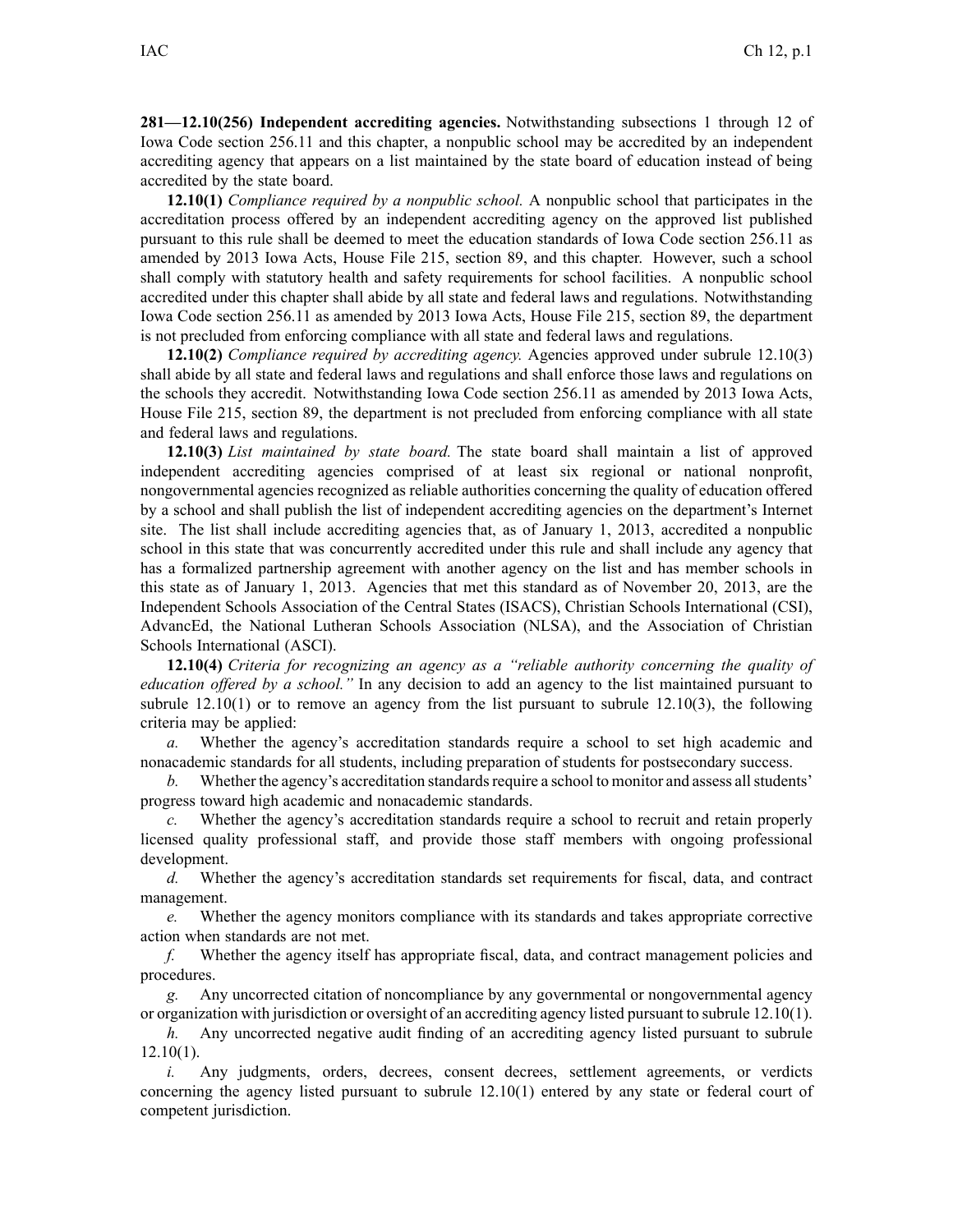**281—12.10(256) Independent accrediting agencies.** Notwithstanding subsections 1 through 12 of Iowa Code section 256.11 and this chapter, a nonpublic school may be accredited by an independent accrediting agency that appears on a list maintained by the state board of education instead of being accredited by the state board.

**12.10(1)** *Compliance required by a nonpublic school.* A nonpublic school that participates in the accreditation process offered by an independent accrediting agency on the approved list published pursuant to this rule shall be deemed to meet the education standards of Iowa Code section 256.11 as amended by 2013 Iowa Acts, House File 215, section 89, and this chapter. However, such a school shall comply with statutory health and safety requirements for school facilities. A nonpublic school accredited under this chapter shall abide by all state and federal laws and regulations. Notwithstanding Iowa Code section 256.11 as amended by 2013 Iowa Acts, House File 215, section 89, the department is not precluded from enforcing compliance with all state and federal laws and regulations.

**12.10(2)** *Compliance required by accrediting agency.* Agencies approved under subrule 12.10(3) shall abide by all state and federal laws and regulations and shall enforce those laws and regulations on the schools they accredit. Notwithstanding Iowa Code section 256.11 as amended by 2013 Iowa Acts, House File 215, section 89, the department is not precluded from enforcing compliance with all state and federal laws and regulations.

**12.10(3)** *List maintained by state board.* The state board shall maintain a list of approved independent accrediting agencies comprised of at least six regional or national nonprofit, nongovernmental agencies recognized as reliable authorities concerning the quality of education offered by a school and shall publish the list of independent accrediting agencies on the department's Internet site. The list shall include accrediting agencies that, as of January 1, 2013, accredited a nonpublic school in this state that was concurrently accredited under this rule and shall include any agency that has a formalized partnership agreement with another agency on the list and has member schools in this state as of January 1, 2013. Agencies that met this standard as of November 20, 2013, are the Independent Schools Association of the Central States (ISACS), Christian Schools International (CSI), AdvancEd, the National Lutheran Schools Association (NLSA), and the Association of Christian Schools International (ASCI).

**12.10(4)** *Criteria for recognizing an agency as a "reliable authority concerning the quality of education offered by a school."* In any decision to add an agency to the list maintained pursuant to subrule 12.10(1) or to remove an agency from the list pursuant to subrule 12.10(3), the following criteria may be applied:

*a.* Whether the agency's accreditation standards require a school to set high academic and nonacademic standards for all students, including preparation of students for postsecondary success.

*b.* Whether the agency's accreditation standards require a school to monitor and assess all students' progress toward high academic and nonacademic standards.

*c.* Whether the agency's accreditation standards require a school to recruit and retain properly licensed quality professional staff, and provide those staff members with ongoing professional development.

*d.* Whether the agency's accreditation standards set requirements for fiscal, data, and contract management.

*e.* Whether the agency monitors compliance with its standards and takes appropriate corrective action when standards are not met.

*f.* Whether the agency itself has appropriate fiscal, data, and contract management policies and procedures.

*g.* Any uncorrected citation of noncompliance by any governmental or nongovernmental agency or organization with jurisdiction or oversight of an accrediting agency listed pursuant to subrule 12.10(1).

*h.* Any uncorrected negative audit finding of an accrediting agency listed pursuant to subrule 12.10(1).

*i.* Any judgments, orders, decrees, consent decrees, settlement agreements, or verdicts concerning the agency listed pursuant to subrule 12.10(1) entered by any state or federal court of competent jurisdiction.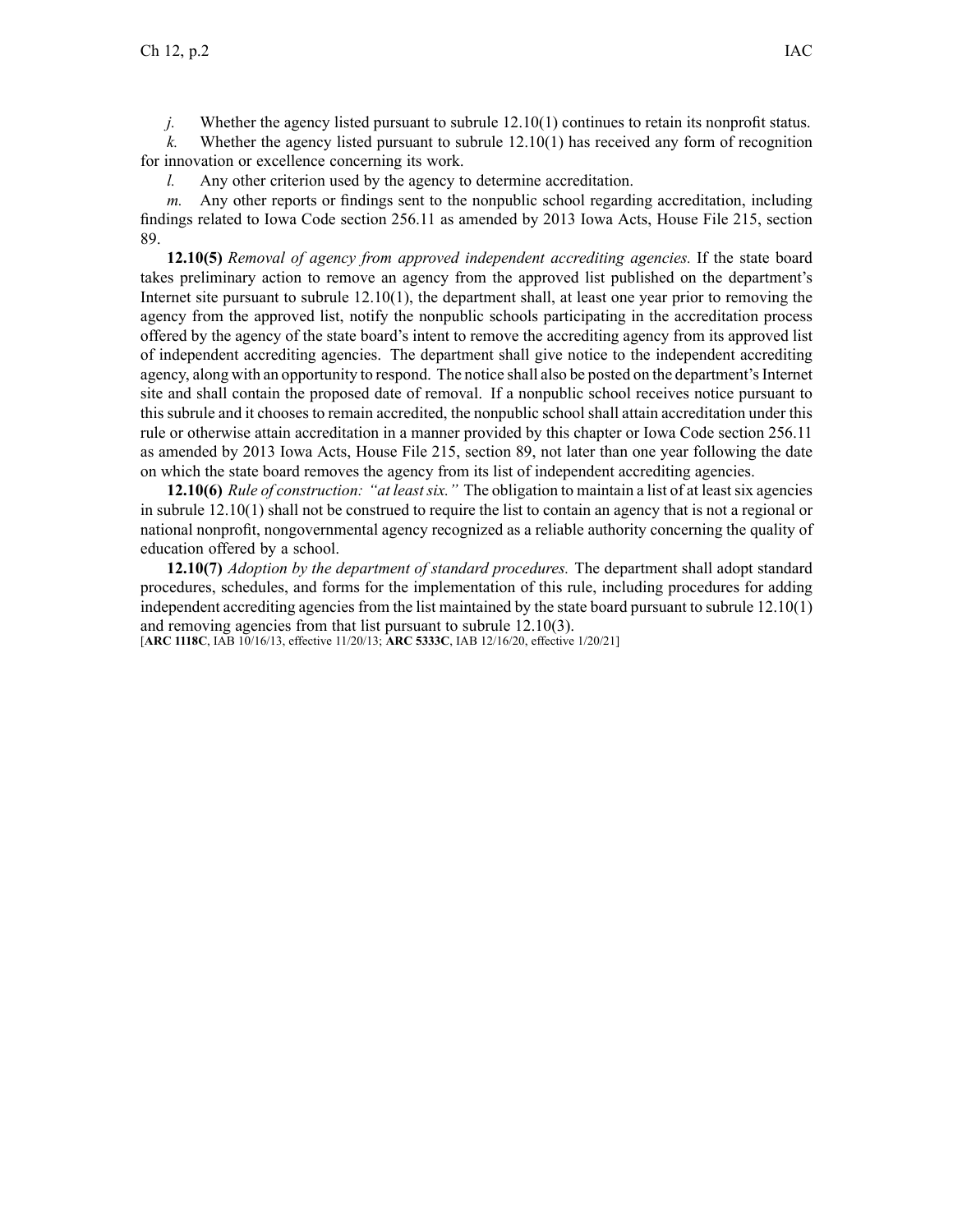*j.* Whether the agency listed pursuant to subrule 12.10(1) continues to retain its nonprofit status.

*k.* Whether the agency listed pursuant to subrule 12.10(1) has received any form of recognition for innovation or excellence concerning its work.

*l.* Any other criterion used by the agency to determine accreditation.

*m.* Any other reports or findings sent to the nonpublic school regarding accreditation, including findings related to Iowa Code section 256.11 as amended by 2013 Iowa Acts, House File 215, section 89.

**12.10(5)** *Removal of agency from approved independent accrediting agencies.* If the state board takes preliminary action to remove an agency from the approved list published on the department's Internet site pursuant to subrule 12.10(1), the department shall, at least one year prior to removing the agency from the approved list, notify the nonpublic schools participating in the accreditation process offered by the agency of the state board's intent to remove the accrediting agency from its approved list of independent accrediting agencies. The department shall give notice to the independent accrediting agency, along with an opportunity to respond. The notice shall also be posted on the department's Internet site and shall contain the proposed date of removal. If a nonpublic school receives notice pursuant to this subrule and it chooses to remain accredited, the nonpublic school shall attain accreditation under this rule or otherwise attain accreditation in a manner provided by this chapter or Iowa Code section 256.11 as amended by 2013 Iowa Acts, House File 215, section 89, not later than one year following the date on which the state board removes the agency from its list of independent accrediting agencies.

**12.10(6)** *Rule of construction: "at least six."* The obligation to maintain a list of at least six agencies in subrule 12.10(1) shall not be construed to require the list to contain an agency that is not a regional or national nonprofit, nongovernmental agency recognized as a reliable authority concerning the quality of education offered by a school.

**12.10(7)** *Adoption by the department of standard procedures.* The department shall adopt standard procedures, schedules, and forms for the implementation of this rule, including procedures for adding independent accrediting agencies from the list maintained by the state board pursuant to subrule 12.10(1) and removing agencies from that list pursuant to subrule 12.10(3).

[**ARC 1118C**, IAB 10/16/13, effective 11/20/13; **ARC 5333C**, IAB 12/16/20, effective 1/20/21]